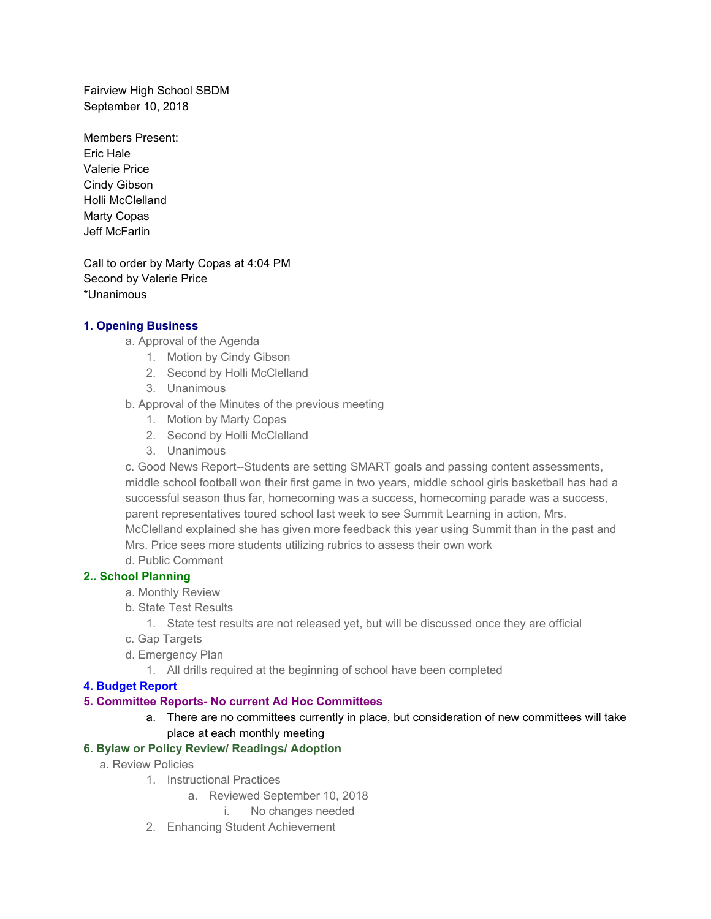Fairview High School SBDM
September 10, 2018

Members Present:
Eric Hale
Valerie Price
Cindy Gibson
Holli McClelland
Marty Copas
Jeff McFarlin

Call to order by Marty Copas at 4:04 PM
Second by Valerie Price
*Unanimous

## 1. Opening Business

- a. Approval of the Agenda
  1. Motion by Cindy Gibson
  2. Second by Holli McClelland
  3. Unanimous
- b. Approval of the Minutes of the previous meeting
  1. Motion by Marty Copas
  2. Second by Holli McClelland
  3. Unanimous
- c. Good News Report--Students are setting SMART goals and passing content assessments, middle school football won their first game in two years, middle school girls basketball has had a successful season thus far, homecoming was a success, homecoming parade was a success, parent representatives toured school last week to see Summit Learning in action, Mrs. McClelland explained she has given more feedback this year using Summit than in the past and Mrs. Price sees more students utilizing rubrics to assess their own work
- d. Public Comment

## 2.. School Planning

- a. Monthly Review
- b. State Test Results
  1. State test results are not released yet, but will be discussed once they are official
- c. Gap Targets
- d. Emergency Plan
  1. All drills required at the beginning of school have been completed

## 4. Budget Report

## 5. Committee Reports- No current Ad Hoc Committees

- a. There are no committees currently in place, but consideration of new committees will take place at each monthly meeting

## 6. Bylaw or Policy Review/ Readings/ Adoption

- a. Review Policies
  1. Instructional Practices
     - a. Reviewed September 10, 2018
       - i. No changes needed
  2. Enhancing Student Achievement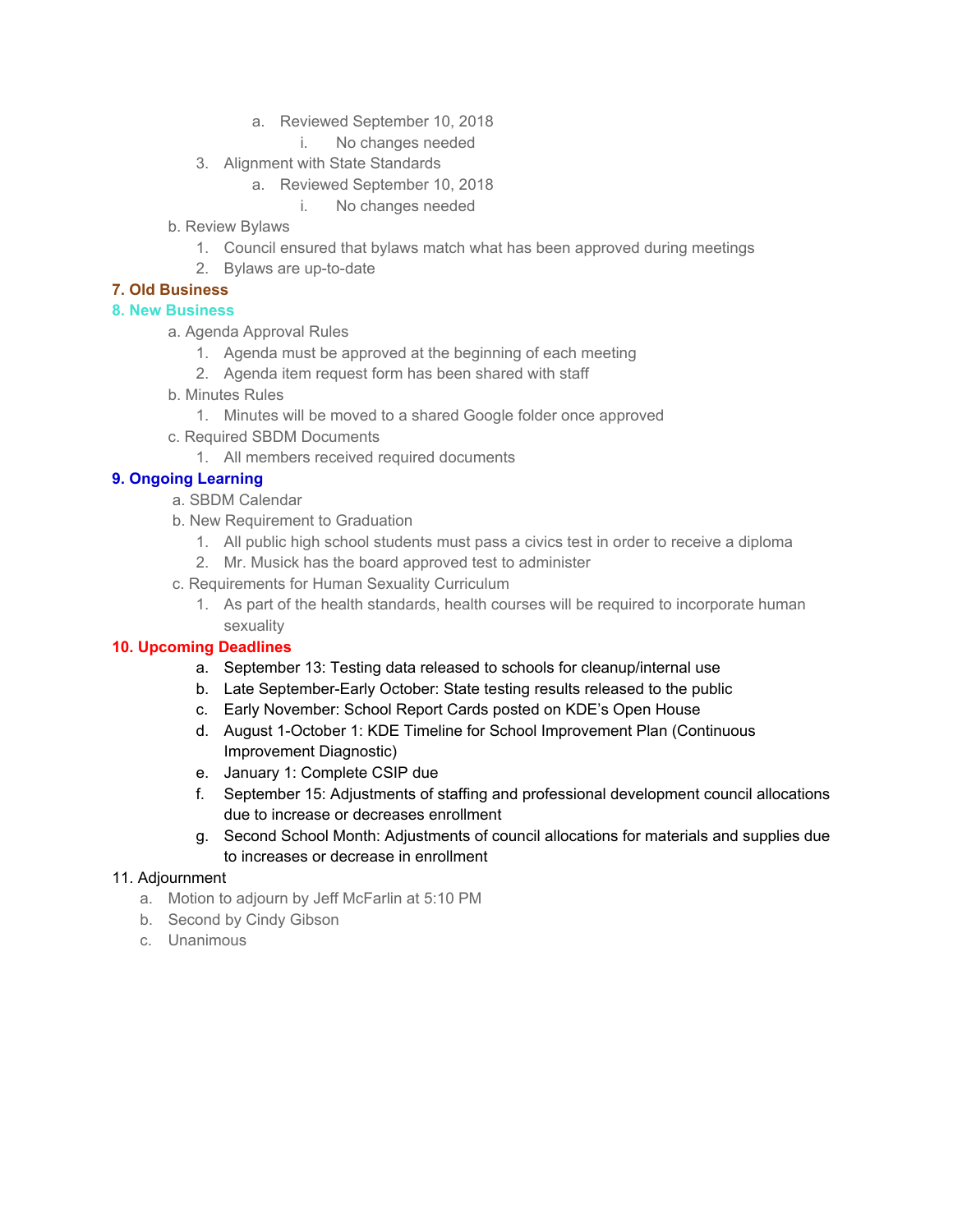- a. Reviewed September 10, 2018
     - i. No changes needed
3. Alignment with State Standards
   - a. Reviewed September 10, 2018
     - i. No changes needed

b. Review Bylaws

1. Council ensured that bylaws match what has been approved during meetings
2. Bylaws are up-to-date

**7. Old Business**

**8. New Business**

a. Agenda Approval Rules

1. Agenda must be approved at the beginning of each meeting
2. Agenda item request form has been shared with staff

b. Minutes Rules

1. Minutes will be moved to a shared Google folder once approved

c. Required SBDM Documents

1. All members received required documents

**9. Ongoing Learning**

a. SBDM Calendar

b. New Requirement to Graduation

1. All public high school students must pass a civics test in order to receive a diploma
2. Mr. Musick has the board approved test to administer

c. Requirements for Human Sexuality Curriculum

1. As part of the health standards, health courses will be required to incorporate human sexuality

**10. Upcoming Deadlines**

a. September 13: Testing data released to schools for cleanup/internal use
b. Late September-Early October: State testing results released to the public
c. Early November: School Report Cards posted on KDE's Open House
d. August 1-October 1: KDE Timeline for School Improvement Plan (Continuous Improvement Diagnostic)
e. January 1: Complete CSIP due
f. September 15: Adjustments of staffing and professional development council allocations due to increase or decreases enrollment
g. Second School Month: Adjustments of council allocations for materials and supplies due to increases or decrease in enrollment

11. Adjournment

a. Motion to adjourn by Jeff McFarlin at 5:10 PM
b. Second by Cindy Gibson
c. Unanimous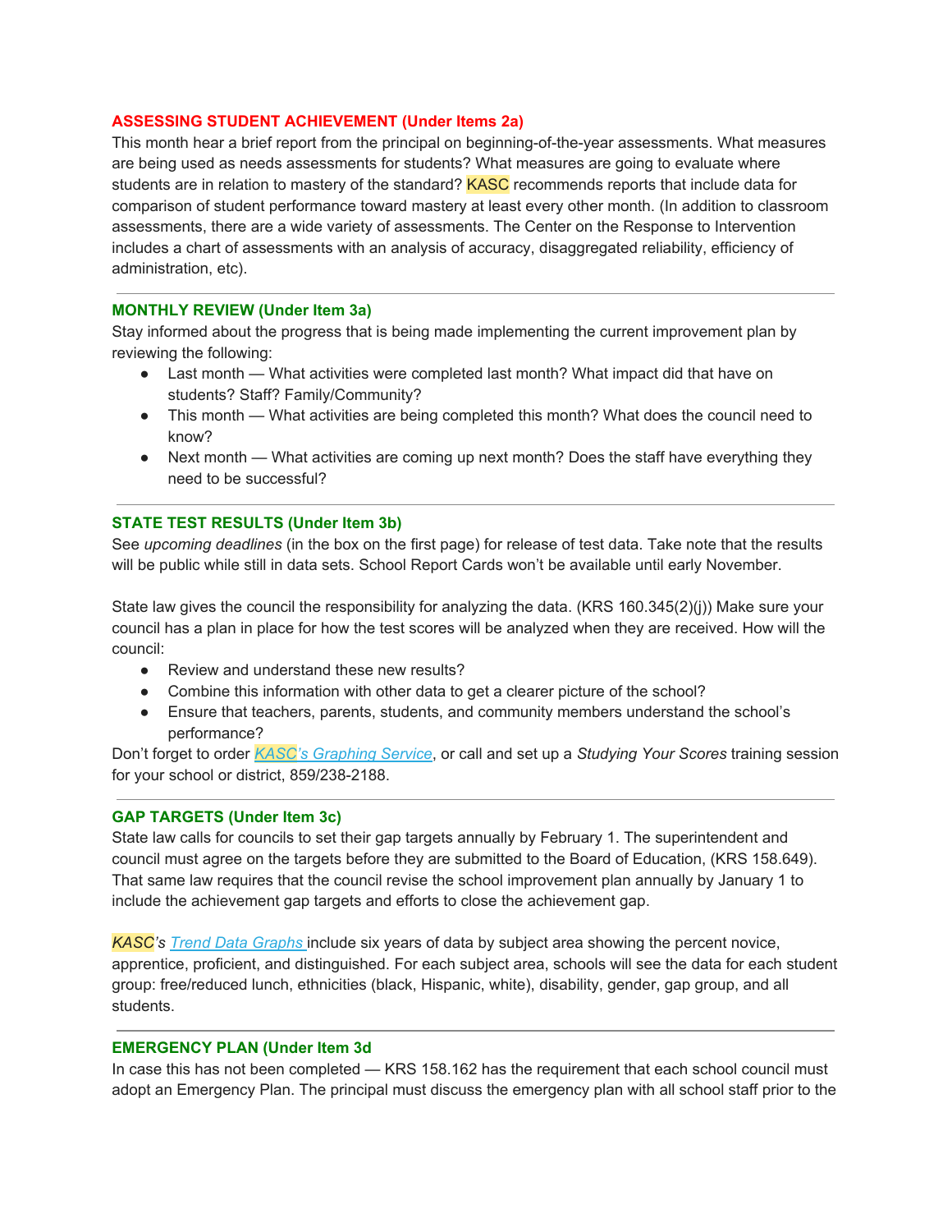### ASSESSING STUDENT ACHIEVEMENT (Under Items 2a)

This month hear a brief report from the principal on beginning-of-the-year assessments. What measures are being used as needs assessments for students? What measures are going to evaluate where students are in relation to mastery of the standard? KASC recommends reports that include data for comparison of student performance toward mastery at least every other month. (In addition to classroom assessments, there are a wide variety of assessments. The Center on the Response to Intervention includes a chart of assessments with an analysis of accuracy, disaggregated reliability, efficiency of administration, etc).

---

### MONTHLY REVIEW (Under Item 3a)

Stay informed about the progress that is being made implementing the current improvement plan by reviewing the following:

- Last month — What activities were completed last month? What impact did that have on students? Staff? Family/Community?
- This month — What activities are being completed this month? What does the council need to know?
- Next month — What activities are coming up next month? Does the staff have everything they need to be successful?

---

### STATE TEST RESULTS (Under Item 3b)

See *upcoming deadlines* (in the box on the first page) for release of test data. Take note that the results will be public while still in data sets. School Report Cards won't be available until early November.

State law gives the council the responsibility for analyzing the data. (KRS 160.345(2)(j)) Make sure your council has a plan in place for how the test scores will be analyzed when they are received. How will the council:

- Review and understand these new results?
- Combine this information with other data to get a clearer picture of the school?
- Ensure that teachers, parents, students, and community members understand the school's performance?

Don't forget to order *KASC's Graphing Service*, or call and set up a *Studying Your Scores* training session for your school or district, 859/238-2188.

---

### GAP TARGETS (Under Item 3c)

State law calls for councils to set their gap targets annually by February 1. The superintendent and council must agree on the targets before they are submitted to the Board of Education, (KRS 158.649). That same law requires that the council revise the school improvement plan annually by January 1 to include the achievement gap targets and efforts to close the achievement gap.

*KASC's Trend Data Graphs* include six years of data by subject area showing the percent novice, apprentice, proficient, and distinguished. For each subject area, schools will see the data for each student group: free/reduced lunch, ethnicities (black, Hispanic, white), disability, gender, gap group, and all students.

---

### EMERGENCY PLAN (Under Item 3d

In case this has not been completed — KRS 158.162 has the requirement that each school council must adopt an Emergency Plan. The principal must discuss the emergency plan with all school staff prior to the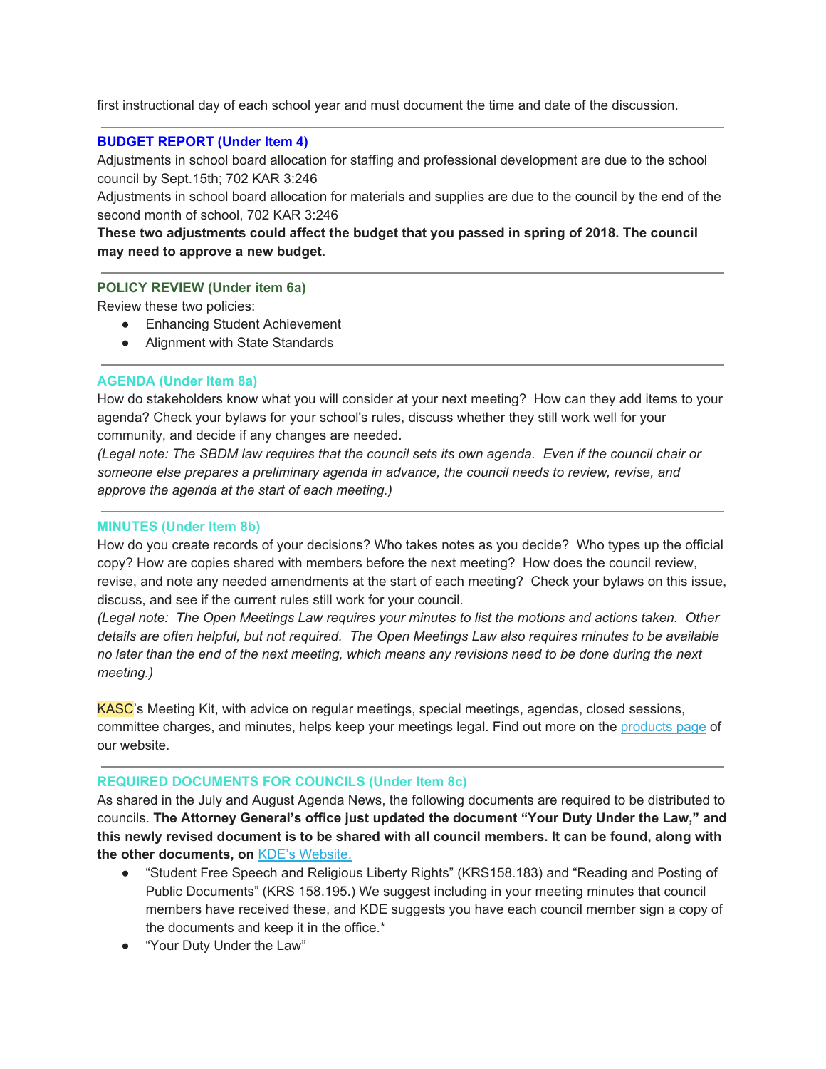first instructional day of each school year and must document the time and date of the discussion.

---

### BUDGET REPORT (Under Item 4)

Adjustments in school board allocation for staffing and professional development are due to the school council by Sept.15th; 702 KAR 3:246

Adjustments in school board allocation for materials and supplies are due to the council by the end of the second month of school, 702 KAR 3:246

**These two adjustments could affect the budget that you passed in spring of 2018. The council may need to approve a new budget.**

---

### POLICY REVIEW (Under item 6a)

Review these two policies:

- Enhancing Student Achievement
- Alignment with State Standards

---

### AGENDA (Under Item 8a)

How do stakeholders know what you will consider at your next meeting? How can they add items to your agenda? Check your bylaws for your school's rules, discuss whether they still work well for your community, and decide if any changes are needed.

*(Legal note: The SBDM law requires that the council sets its own agenda. Even if the council chair or someone else prepares a preliminary agenda in advance, the council needs to review, revise, and approve the agenda at the start of each meeting.)*

---

### MINUTES (Under Item 8b)

How do you create records of your decisions? Who takes notes as you decide? Who types up the official copy? How are copies shared with members before the next meeting? How does the council review, revise, and note any needed amendments at the start of each meeting? Check your bylaws on this issue, discuss, and see if the current rules still work for your council.

*(Legal note: The Open Meetings Law requires your minutes to list the motions and actions taken. Other details are often helpful, but not required. The Open Meetings Law also requires minutes to be available no later than the end of the next meeting, which means any revisions need to be done during the next meeting.)*

KASC's Meeting Kit, with advice on regular meetings, special meetings, agendas, closed sessions, committee charges, and minutes, helps keep your meetings legal. Find out more on the [products page](products page) of our website.

---

### REQUIRED DOCUMENTS FOR COUNCILS (Under Item 8c)

As shared in the July and August Agenda News, the following documents are required to be distributed to councils. **The Attorney General's office just updated the document "Your Duty Under the Law," and this newly revised document is to be shared with all council members. It can be found, along with the other documents, on** [KDE's Website.](KDE's Website.)

- "Student Free Speech and Religious Liberty Rights" (KRS158.183) and "Reading and Posting of Public Documents" (KRS 158.195.) We suggest including in your meeting minutes that council members have received these, and KDE suggests you have each council member sign a copy of the documents and keep it in the office.*
- "Your Duty Under the Law"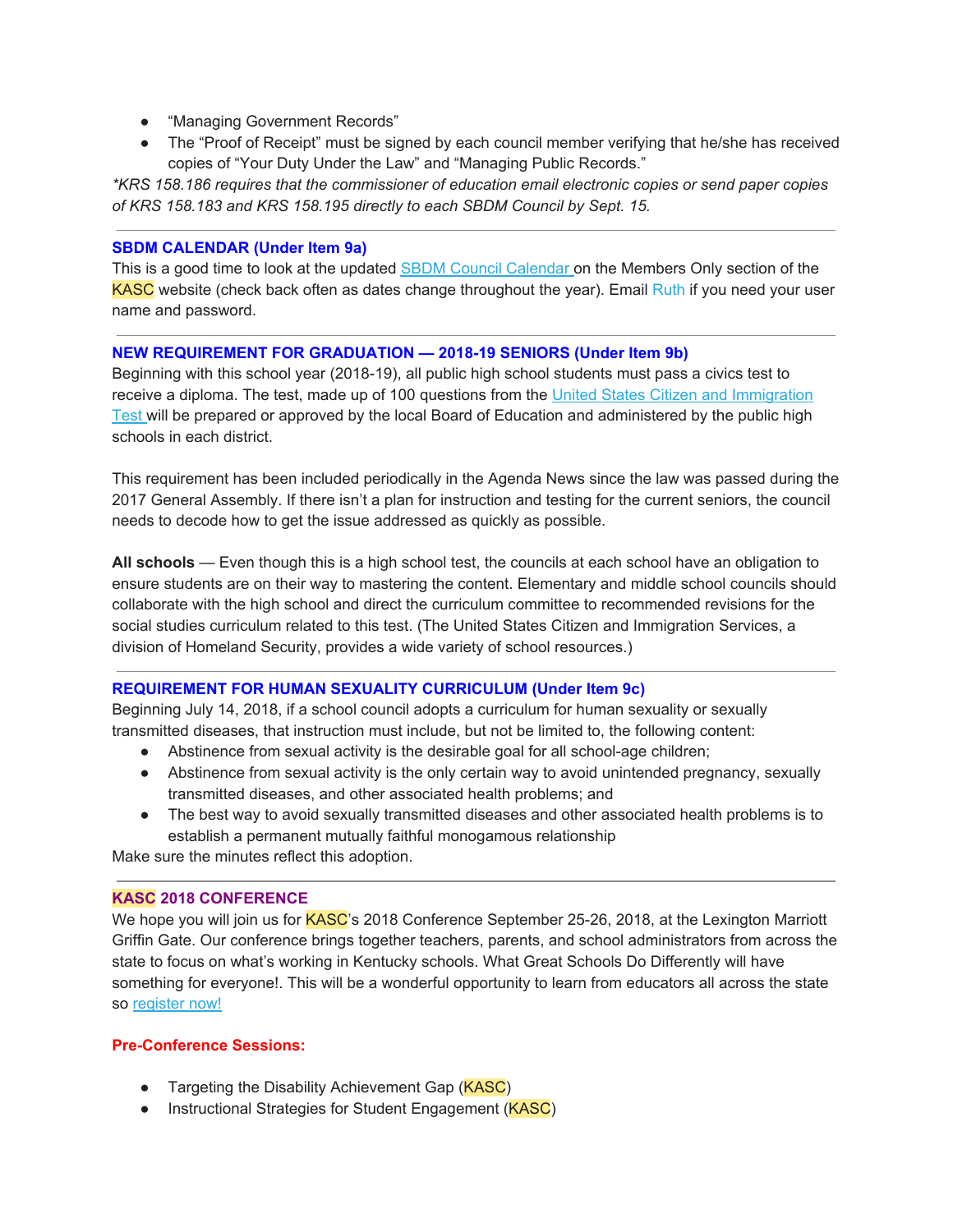- "Managing Government Records"
- The "Proof of Receipt" must be signed by each council member verifying that he/she has received copies of "Your Duty Under the Law" and "Managing Public Records."

*\*KRS 158.186 requires that the commissioner of education email electronic copies or send paper copies of KRS 158.183 and KRS 158.195 directly to each SBDM Council by Sept. 15.*

---

**SBDM CALENDAR (Under Item 9a)**

This is a good time to look at the updated [SBDM Council Calendar](#) on the Members Only section of the KASC website (check back often as dates change throughout the year). Email Ruth if you need your user name and password.

---

**NEW REQUIREMENT FOR GRADUATION — 2018-19 SENIORS (Under Item 9b)**

Beginning with this school year (2018-19), all public high school students must pass a civics test to receive a diploma. The test, made up of 100 questions from the [United States Citizen and Immigration Test](#) will be prepared or approved by the local Board of Education and administered by the public high schools in each district.

This requirement has been included periodically in the Agenda News since the law was passed during the 2017 General Assembly. If there isn't a plan for instruction and testing for the current seniors, the council needs to decode how to get the issue addressed as quickly as possible.

**All schools** — Even though this is a high school test, the councils at each school have an obligation to ensure students are on their way to mastering the content. Elementary and middle school councils should collaborate with the high school and direct the curriculum committee to recommended revisions for the social studies curriculum related to this test. (The United States Citizen and Immigration Services, a division of Homeland Security, provides a wide variety of school resources.)

---

**REQUIREMENT FOR HUMAN SEXUALITY CURRICULUM (Under Item 9c)**

Beginning July 14, 2018, if a school council adopts a curriculum for human sexuality or sexually transmitted diseases, that instruction must include, but not be limited to, the following content:

- Abstinence from sexual activity is the desirable goal for all school-age children;
- Abstinence from sexual activity is the only certain way to avoid unintended pregnancy, sexually transmitted diseases, and other associated health problems; and
- The best way to avoid sexually transmitted diseases and other associated health problems is to establish a permanent mutually faithful monogamous relationship

Make sure the minutes reflect this adoption.

---

**KASC 2018 CONFERENCE**

We hope you will join us for KASC's 2018 Conference September 25-26, 2018, at the Lexington Marriott Griffin Gate. Our conference brings together teachers, parents, and school administrators from across the state to focus on what's working in Kentucky schools. What Great Schools Do Differently will have something for everyone!. This will be a wonderful opportunity to learn from educators all across the state so [register now!](#)

**Pre-Conference Sessions:**

- Targeting the Disability Achievement Gap (KASC)
- Instructional Strategies for Student Engagement (KASC)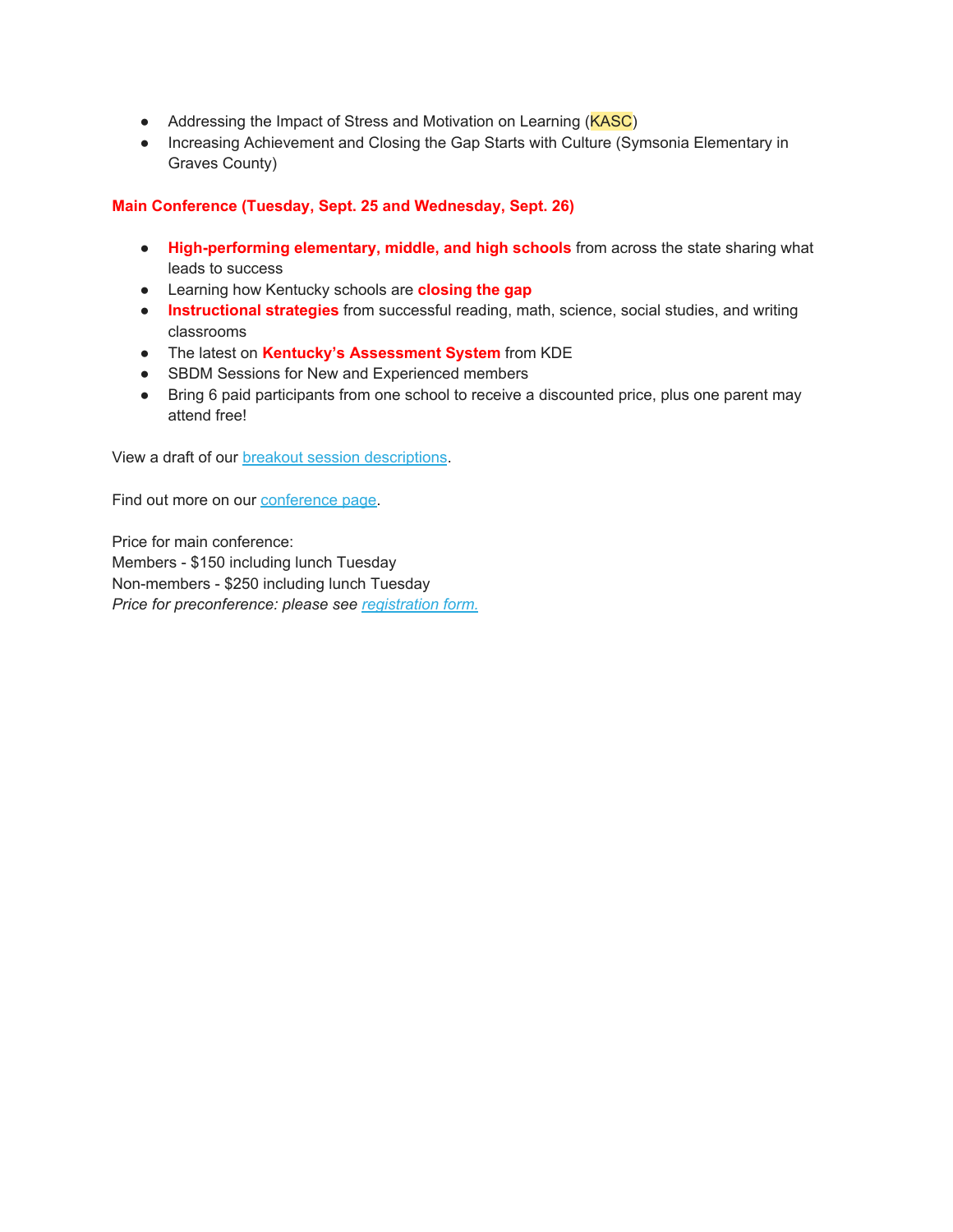- Addressing the Impact of Stress and Motivation on Learning (KASC)
- Increasing Achievement and Closing the Gap Starts with Culture (Symsonia Elementary in Graves County)

**Main Conference (Tuesday, Sept. 25 and Wednesday, Sept. 26)**

- **High-performing elementary, middle, and high schools** from across the state sharing what leads to success
- Learning how Kentucky schools are **closing the gap**
- **Instructional strategies** from successful reading, math, science, social studies, and writing classrooms
- The latest on **Kentucky's Assessment System** from KDE
- SBDM Sessions for New and Experienced members
- Bring 6 paid participants from one school to receive a discounted price, plus one parent may attend free!

View a draft of our breakout session descriptions.

Find out more on our conference page.

Price for main conference:
Members - $150 including lunch Tuesday
Non-members - $250 including lunch Tuesday
*Price for preconference: please see registration form.*